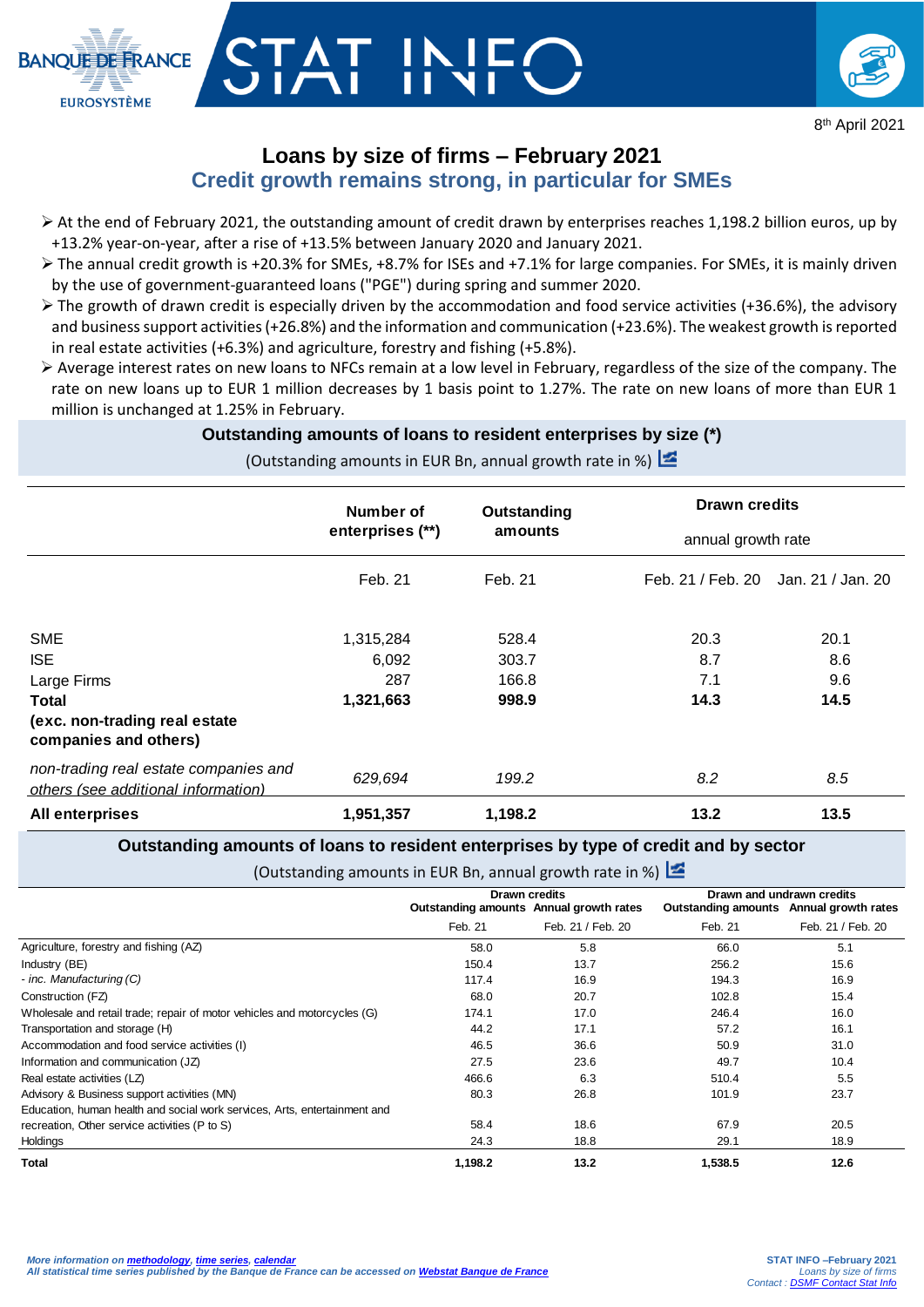8th April 2021

# Loans by size of firms – February 2021

## Credit growth remains strong, in particular for SMEs

- At the end of February 2021, the outstanding amount of credit drawn by enterprises reaches 1,198.2 billion euros, up by +13.2% year-on-year, after a rise of +13.5% between January 2020 and January 2021.
- The annual credit growth is +20.3% for SMEs, +8.7% for ISEs and +7.1% for large companies. For SMEs, it is mainly driven by the use of government-guaranteed loans ("PGE") during spring and summer 2020.
- The growth of drawn credit is especially driven by the accommodation and food service activities (+36.6%), the advisory and business support activities (+26.8%) and the information and communication (+23.6%). The weakest growth is reported in real estate activities (+6.3%) and agriculture, forestry and fishing (+5.8%).
- Average interest rates on new loans to NFCs remain at a low level in February, regardless of the size of the company. The rate on new loans up to EUR 1 million decreases by 1 basis point to 1.27%. The rate on new loans of more than EUR 1 million is unchanged at 1.25% in February.

### Outstanding amounts of loans to resident enterprises by size (*)

(Outstanding amounts in EUR Bn, annual growth rate in %)

| | Number of enterprises (**) | Outstanding amounts | Drawn credits annual growth rate | |
|---|---|---|---|---|
| | Feb. 21 | Feb. 21 | Feb. 21 / Feb. 20 | Jan. 21 / Jan. 20 |
| SME | 1,315,284 | 528.4 | 20.3 | 20.1 |
| ISE | 6,092 | 303.7 | 8.7 | 8.6 |
| Large Firms | 287 | 166.8 | 7.1 | 9.6 |
| **Total (exc. non-trading real estate companies and others)** | **1,321,663** | **998.9** | **14.3** | **14.5** |
| *non-trading real estate companies and others (see additional information)* | *629,694* | *199.2* | *8.2* | *8.5* |
| **All enterprises** | **1,951,357** | **1,198.2** | **13.2** | **13.5** |

### Outstanding amounts of loans to resident enterprises by type of credit and by sector

(Outstanding amounts in EUR Bn, annual growth rate in %)

| | Drawn credits | | Drawn and undrawn credits | |
|---|---|---|---|---|
| | Outstanding amounts | Annual growth rates | Outstanding amounts | Annual growth rates |
| | Feb. 21 | Feb. 21 / Feb. 20 | Feb. 21 | Feb. 21 / Feb. 20 |
| Agriculture, forestry and fishing (AZ) | 58.0 | 5.8 | 66.0 | 5.1 |
| Industry (BE) | 150.4 | 13.7 | 256.2 | 15.6 |
| *- inc. Manufacturing (C)* | 117.4 | 16.9 | 194.3 | 16.9 |
| Construction (FZ) | 68.0 | 20.7 | 102.8 | 15.4 |
| Wholesale and retail trade; repair of motor vehicles and motorcycles (G) | 174.1 | 17.0 | 246.4 | 16.0 |
| Transportation and storage (H) | 44.2 | 17.1 | 57.2 | 16.1 |
| Accommodation and food service activities (I) | 46.5 | 36.6 | 50.9 | 31.0 |
| Information and communication (JZ) | 27.5 | 23.6 | 49.7 | 10.4 |
| Real estate activities (LZ) | 466.6 | 6.3 | 510.4 | 5.5 |
| Advisory & Business support activities (MN) | 80.3 | 26.8 | 101.9 | 23.7 |
| Education, human health and social work services, Arts, entertainment and recreation, Other service activities (P to S) | 58.4 | 18.6 | 67.9 | 20.5 |
| Holdings | 24.3 | 18.8 | 29.1 | 18.9 |
| **Total** | **1,198.2** | **13.2** | **1,538.5** | **12.6** |

*More information on methodology, time series, calendar*
*All statistical time series published by the Banque de France can be accessed on Webstat Banque de France*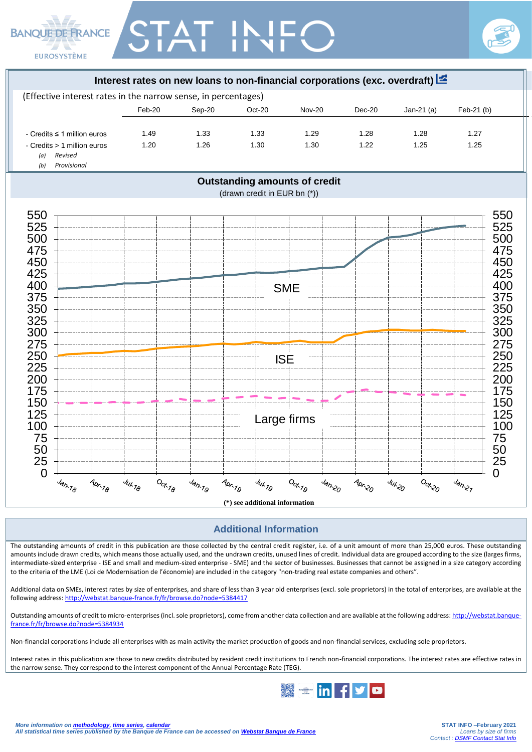## Interest rates on new loans to non-financial corporations (exc. overdraft)

(Effective interest rates in the narrow sense, in percentages)

| | Feb-20 | Sep-20 | Oct-20 | Nov-20 | Dec-20 | Jan-21 (a) | Feb-21 (b) |
|---|---|---|---|---|---|---|---|
| - Credits ≤ 1 million euros | 1.49 | 1.33 | 1.33 | 1.29 | 1.28 | 1.28 | 1.27 |
| - Credits > 1 million euros | 1.20 | 1.26 | 1.30 | 1.30 | 1.22 | 1.25 | 1.25 |

*(a) Revised*

*(b) Provisional*

## Outstanding amounts of credit

(drawn credit in EUR bn (*))

550
525
500
475
450
425
400
375
350
325
300
275
250
225
200
175
150
125
100
75
50
25
0

SME
ISE
Large firms

Jan-18 Apr-18 Jul-18 Oct-18 Jan-19 Apr-19 Jul-19 Oct-19 Jan-20 Apr-20 Jul-20 Oct-20 Jan-21

**(*) see additional information**

## Additional Information

The outstanding amounts of credit in this publication are those collected by the central credit register, i.e. of a unit amount of more than 25,000 euros. These outstanding amounts include drawn credits, which means those actually used, and the undrawn credits, unused lines of credit. Individual data are grouped according to the size (larges firms, intermediate-sized enterprise - ISE and small and medium-sized enterprise - SME) and the sector of businesses. Businesses that cannot be assigned in a size category according to the criteria of the LME (Loi de Modernisation de l'économie) are included in the category "non-trading real estate companies and others".

Additional data on SMEs, interest rates by size of enterprises, and share of less than 3 year old enterprises (excl. sole proprietors) in the total of enterprises, are available at the following address: http://webstat.banque-france.fr/fr/browse.do?node=5384417

Outstanding amounts of credit to micro-enterprises (incl. sole proprietors), come from another data collection and are available at the following address: http://webstat.banque-france.fr/fr/browse.do?node=5384934

Non-financial corporations include all enterprises with as main activity the market production of goods and non-financial services, excluding sole proprietors.

Interest rates in this publication are those to new credits distributed by resident credit institutions to French non-financial corporations. The interest rates are effective rates in the narrow sense. They correspond to the interest component of the Annual Percentage Rate (TEG).

*More information on **methodology**, **time series**, **calendar***
*All statistical time series published by the Banque de France can be accessed on **Webstat Banque de France***

**STAT INFO –February 2021**
*Loans by size of firms*
*Contact : DSMF Contact Stat Info*